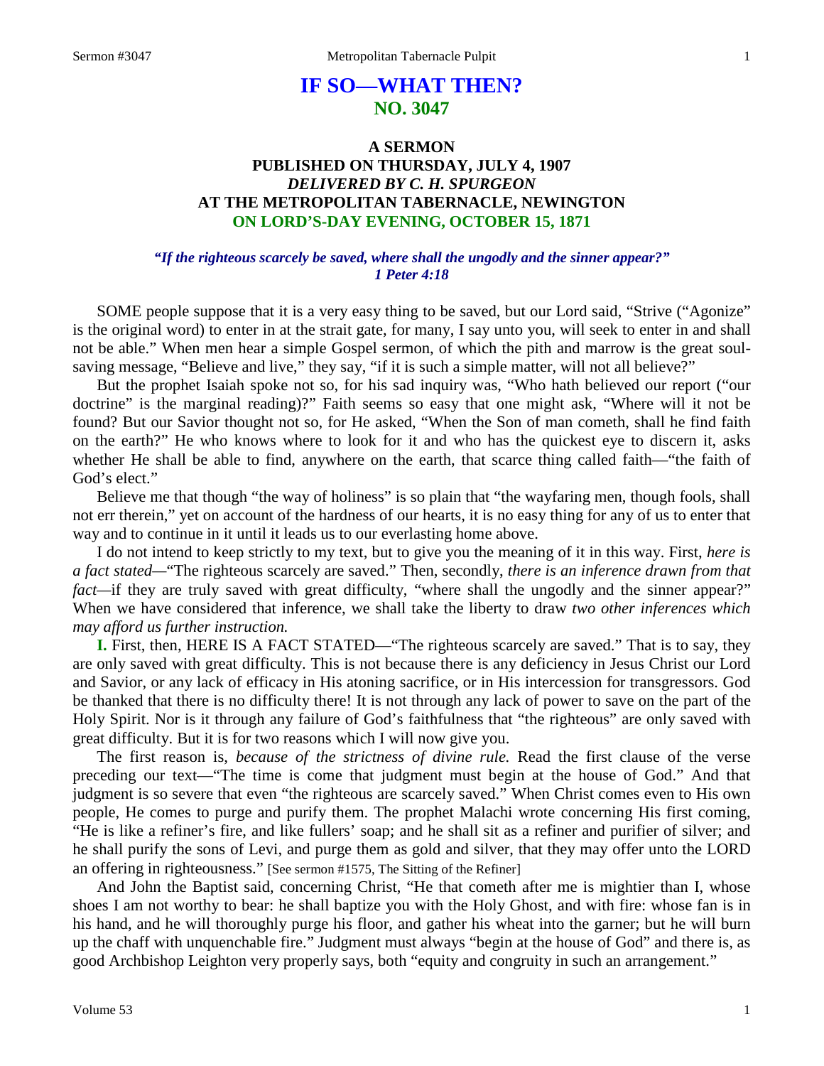# IF SO—WHAT THEN?
## NO. 3047

### A SERMON
### PUBLISHED ON THURSDAY, JULY 4, 1907
### *DELIVERED BY C. H. SPURGEON*
### AT THE METROPOLITAN TABERNACLE, NEWINGTON
### ON LORD'S-DAY EVENING, OCTOBER 15, 1871

***"If the righteous scarcely be saved, where shall the ungodly and the sinner appear?"***
***1 Peter 4:18***

SOME people suppose that it is a very easy thing to be saved, but our Lord said, "Strive ("Agonize" is the original word) to enter in at the strait gate, for many, I say unto you, will seek to enter in and shall not be able." When men hear a simple Gospel sermon, of which the pith and marrow is the great soul-saving message, "Believe and live," they say, "if it is such a simple matter, will not all believe?"

But the prophet Isaiah spoke not so, for his sad inquiry was, "Who hath believed our report ("our doctrine" is the marginal reading)?" Faith seems so easy that one might ask, "Where will it not be found? But our Savior thought not so, for He asked, "When the Son of man cometh, shall he find faith on the earth?" He who knows where to look for it and who has the quickest eye to discern it, asks whether He shall be able to find, anywhere on the earth, that scarce thing called faith—"the faith of God's elect."

Believe me that though "the way of holiness" is so plain that "the wayfaring men, though fools, shall not err therein," yet on account of the hardness of our hearts, it is no easy thing for any of us to enter that way and to continue in it until it leads us to our everlasting home above.

I do not intend to keep strictly to my text, but to give you the meaning of it in this way. First, *here is a fact stated*—"The righteous scarcely are saved." Then, secondly, *there is an inference drawn from that fact*—if they are truly saved with great difficulty, "where shall the ungodly and the sinner appear?" When we have considered that inference, we shall take the liberty to draw *two other inferences which may afford us further instruction.*

**I.** First, then, HERE IS A FACT STATED—"The righteous scarcely are saved." That is to say, they are only saved with great difficulty. This is not because there is any deficiency in Jesus Christ our Lord and Savior, or any lack of efficacy in His atoning sacrifice, or in His intercession for transgressors. God be thanked that there is no difficulty there! It is not through any lack of power to save on the part of the Holy Spirit. Nor is it through any failure of God's faithfulness that "the righteous" are only saved with great difficulty. But it is for two reasons which I will now give you.

The first reason is, *because of the strictness of divine rule.* Read the first clause of the verse preceding our text—"The time is come that judgment must begin at the house of God." And that judgment is so severe that even "the righteous are scarcely saved." When Christ comes even to His own people, He comes to purge and purify them. The prophet Malachi wrote concerning His first coming, "He is like a refiner's fire, and like fullers' soap; and he shall sit as a refiner and purifier of silver; and he shall purify the sons of Levi, and purge them as gold and silver, that they may offer unto the LORD an offering in righteousness." [See sermon #1575, The Sitting of the Refiner]

And John the Baptist said, concerning Christ, "He that cometh after me is mightier than I, whose shoes I am not worthy to bear: he shall baptize you with the Holy Ghost, and with fire: whose fan is in his hand, and he will thoroughly purge his floor, and gather his wheat into the garner; but he will burn up the chaff with unquenchable fire." Judgment must always "begin at the house of God" and there is, as good Archbishop Leighton very properly says, both "equity and congruity in such an arrangement."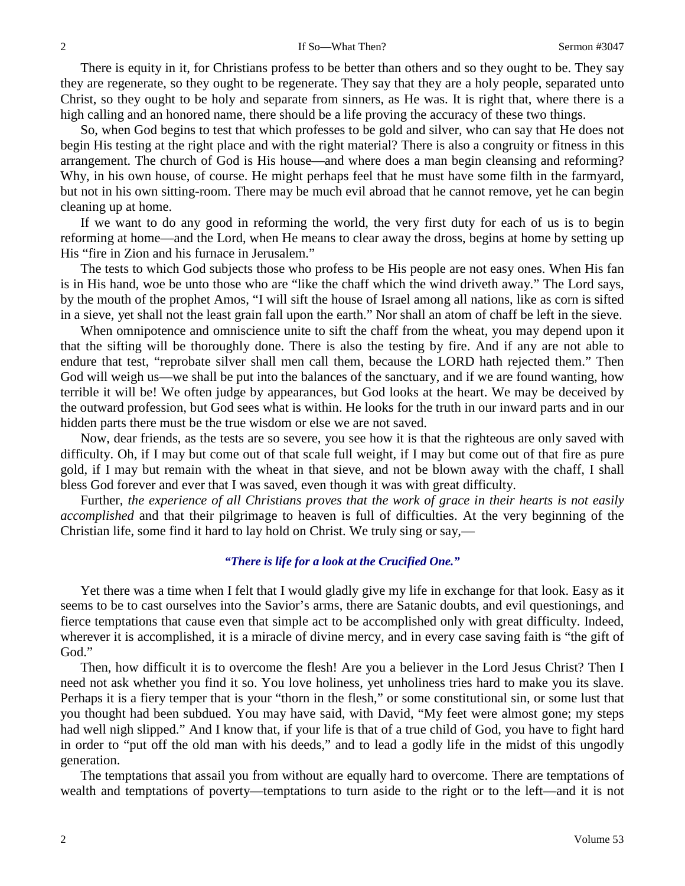There is equity in it, for Christians profess to be better than others and so they ought to be. They say they are regenerate, so they ought to be regenerate. They say that they are a holy people, separated unto Christ, so they ought to be holy and separate from sinners, as He was. It is right that, where there is a high calling and an honored name, there should be a life proving the accuracy of these two things.

So, when God begins to test that which professes to be gold and silver, who can say that He does not begin His testing at the right place and with the right material? There is also a congruity or fitness in this arrangement. The church of God is His house—and where does a man begin cleansing and reforming? Why, in his own house, of course. He might perhaps feel that he must have some filth in the farmyard, but not in his own sitting-room. There may be much evil abroad that he cannot remove, yet he can begin cleaning up at home.

If we want to do any good in reforming the world, the very first duty for each of us is to begin reforming at home—and the Lord, when He means to clear away the dross, begins at home by setting up His "fire in Zion and his furnace in Jerusalem."

The tests to which God subjects those who profess to be His people are not easy ones. When His fan is in His hand, woe be unto those who are "like the chaff which the wind driveth away." The Lord says, by the mouth of the prophet Amos, "I will sift the house of Israel among all nations, like as corn is sifted in a sieve, yet shall not the least grain fall upon the earth." Nor shall an atom of chaff be left in the sieve.

When omnipotence and omniscience unite to sift the chaff from the wheat, you may depend upon it that the sifting will be thoroughly done. There is also the testing by fire. And if any are not able to endure that test, "reprobate silver shall men call them, because the LORD hath rejected them." Then God will weigh us—we shall be put into the balances of the sanctuary, and if we are found wanting, how terrible it will be! We often judge by appearances, but God looks at the heart. We may be deceived by the outward profession, but God sees what is within. He looks for the truth in our inward parts and in our hidden parts there must be the true wisdom or else we are not saved.

Now, dear friends, as the tests are so severe, you see how it is that the righteous are only saved with difficulty. Oh, if I may but come out of that scale full weight, if I may but come out of that fire as pure gold, if I may but remain with the wheat in that sieve, and not be blown away with the chaff, I shall bless God forever and ever that I was saved, even though it was with great difficulty.

Further, *the experience of all Christians proves that the work of grace in their hearts is not easily accomplished* and that their pilgrimage to heaven is full of difficulties. At the very beginning of the Christian life, some find it hard to lay hold on Christ. We truly sing or say,—

***"There is life for a look at the Crucified One."***

Yet there was a time when I felt that I would gladly give my life in exchange for that look. Easy as it seems to be to cast ourselves into the Savior's arms, there are Satanic doubts, and evil questionings, and fierce temptations that cause even that simple act to be accomplished only with great difficulty. Indeed, wherever it is accomplished, it is a miracle of divine mercy, and in every case saving faith is "the gift of God."

Then, how difficult it is to overcome the flesh! Are you a believer in the Lord Jesus Christ? Then I need not ask whether you find it so. You love holiness, yet unholiness tries hard to make you its slave. Perhaps it is a fiery temper that is your "thorn in the flesh," or some constitutional sin, or some lust that you thought had been subdued. You may have said, with David, "My feet were almost gone; my steps had well nigh slipped." And I know that, if your life is that of a true child of God, you have to fight hard in order to "put off the old man with his deeds," and to lead a godly life in the midst of this ungodly generation.

The temptations that assail you from without are equally hard to overcome. There are temptations of wealth and temptations of poverty—temptations to turn aside to the right or to the left—and it is not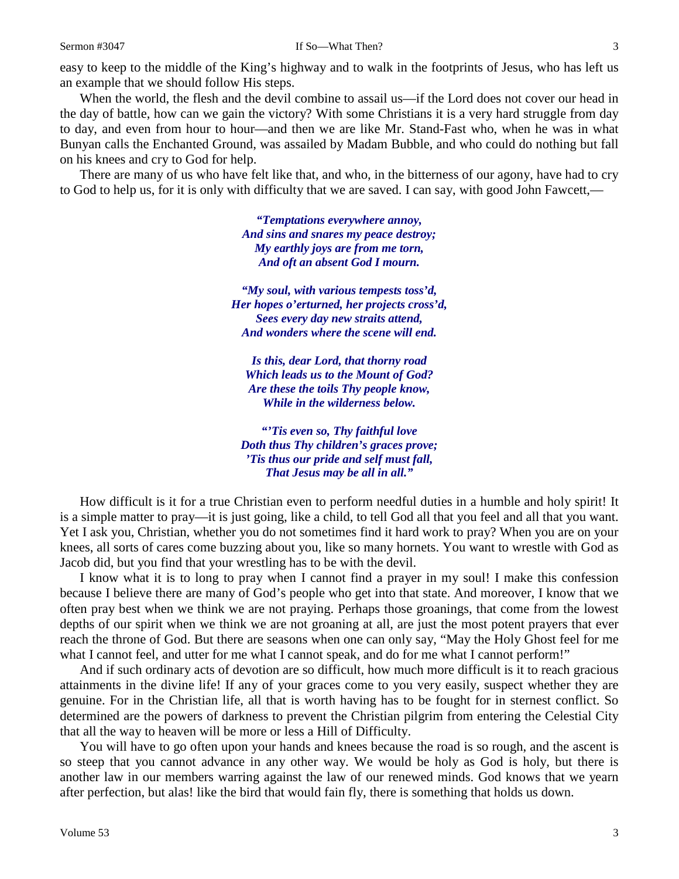easy to keep to the middle of the King's highway and to walk in the footprints of Jesus, who has left us an example that we should follow His steps.

When the world, the flesh and the devil combine to assail us—if the Lord does not cover our head in the day of battle, how can we gain the victory? With some Christians it is a very hard struggle from day to day, and even from hour to hour—and then we are like Mr. Stand-Fast who, when he was in what Bunyan calls the Enchanted Ground, was assailed by Madam Bubble, and who could do nothing but fall on his knees and cry to God for help.

There are many of us who have felt like that, and who, in the bitterness of our agony, have had to cry to God to help us, for it is only with difficulty that we are saved. I can say, with good John Fawcett,—

> ***"Temptations everywhere annoy,***
> ***And sins and snares my peace destroy;***
> ***My earthly joys are from me torn,***
> ***And oft an absent God I mourn.***
>
> ***"My soul, with various tempests toss'd,***
> ***Her hopes o'erturned, her projects cross'd,***
> ***Sees every day new straits attend,***
> ***And wonders where the scene will end.***
>
> ***Is this, dear Lord, that thorny road***
> ***Which leads us to the Mount of God?***
> ***Are these the toils Thy people know,***
> ***While in the wilderness below.***
>
> ***"'Tis even so, Thy faithful love***
> ***Doth thus Thy children's graces prove;***
> ***'Tis thus our pride and self must fall,***
> ***That Jesus may be all in all."***

How difficult is it for a true Christian even to perform needful duties in a humble and holy spirit! It is a simple matter to pray—it is just going, like a child, to tell God all that you feel and all that you want. Yet I ask you, Christian, whether you do not sometimes find it hard work to pray? When you are on your knees, all sorts of cares come buzzing about you, like so many hornets. You want to wrestle with God as Jacob did, but you find that your wrestling has to be with the devil.

I know what it is to long to pray when I cannot find a prayer in my soul! I make this confession because I believe there are many of God's people who get into that state. And moreover, I know that we often pray best when we think we are not praying. Perhaps those groanings, that come from the lowest depths of our spirit when we think we are not groaning at all, are just the most potent prayers that ever reach the throne of God. But there are seasons when one can only say, "May the Holy Ghost feel for me what I cannot feel, and utter for me what I cannot speak, and do for me what I cannot perform!"

And if such ordinary acts of devotion are so difficult, how much more difficult is it to reach gracious attainments in the divine life! If any of your graces come to you very easily, suspect whether they are genuine. For in the Christian life, all that is worth having has to be fought for in sternest conflict. So determined are the powers of darkness to prevent the Christian pilgrim from entering the Celestial City that all the way to heaven will be more or less a Hill of Difficulty.

You will have to go often upon your hands and knees because the road is so rough, and the ascent is so steep that you cannot advance in any other way. We would be holy as God is holy, but there is another law in our members warring against the law of our renewed minds. God knows that we yearn after perfection, but alas! like the bird that would fain fly, there is something that holds us down.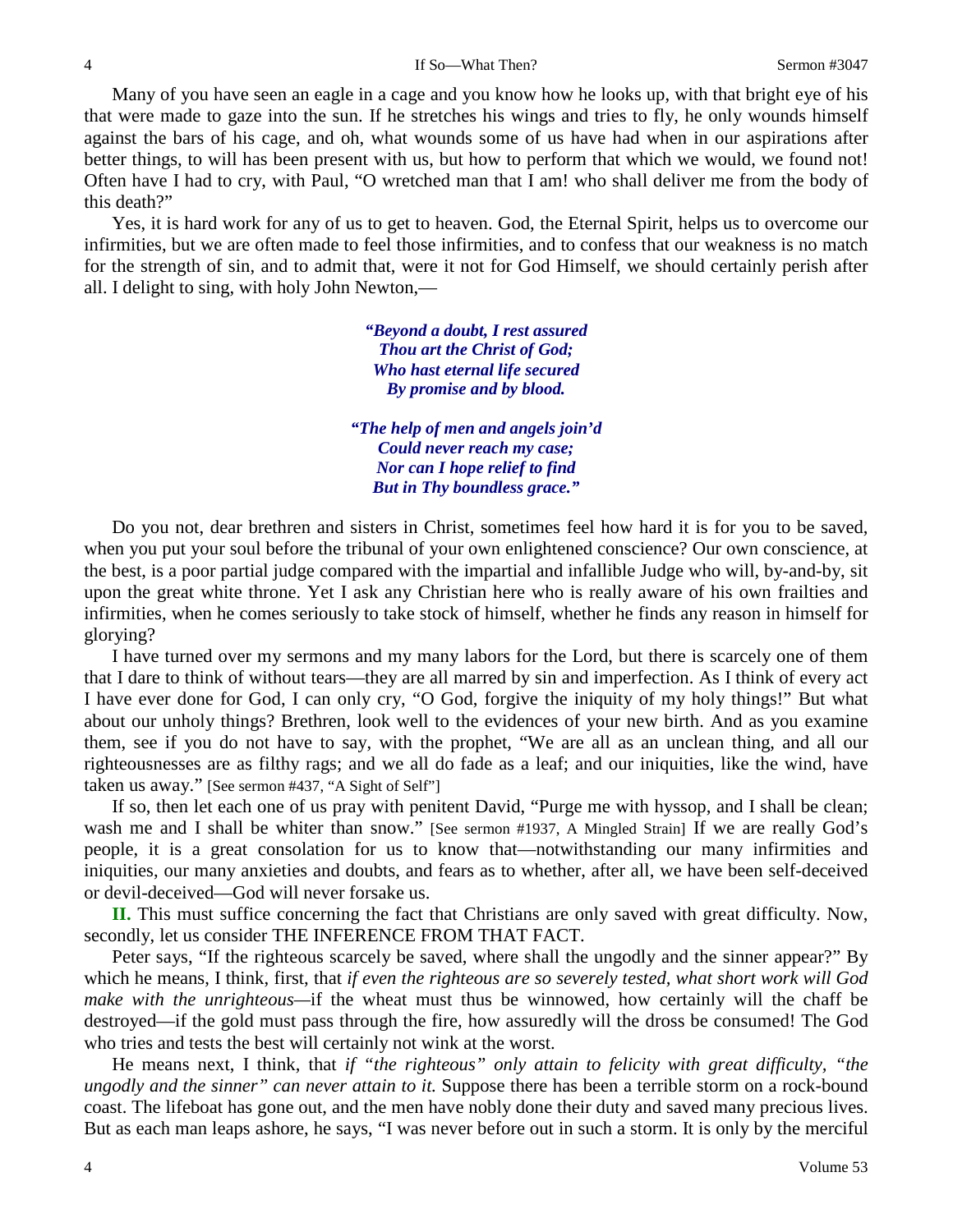Many of you have seen an eagle in a cage and you know how he looks up, with that bright eye of his that were made to gaze into the sun. If he stretches his wings and tries to fly, he only wounds himself against the bars of his cage, and oh, what wounds some of us have had when in our aspirations after better things, to will has been present with us, but how to perform that which we would, we found not! Often have I had to cry, with Paul, "O wretched man that I am! who shall deliver me from the body of this death?"

Yes, it is hard work for any of us to get to heaven. God, the Eternal Spirit, helps us to overcome our infirmities, but we are often made to feel those infirmities, and to confess that our weakness is no match for the strength of sin, and to admit that, were it not for God Himself, we should certainly perish after all. I delight to sing, with holy John Newton,—

> ***"Beyond a doubt, I rest assured***
> ***Thou art the Christ of God;***
> ***Who hast eternal life secured***
> ***By promise and by blood.***
>
> ***"The help of men and angels join'd***
> ***Could never reach my case;***
> ***Nor can I hope relief to find***
> ***But in Thy boundless grace."***

Do you not, dear brethren and sisters in Christ, sometimes feel how hard it is for you to be saved, when you put your soul before the tribunal of your own enlightened conscience? Our own conscience, at the best, is a poor partial judge compared with the impartial and infallible Judge who will, by-and-by, sit upon the great white throne. Yet I ask any Christian here who is really aware of his own frailties and infirmities, when he comes seriously to take stock of himself, whether he finds any reason in himself for glorying?

I have turned over my sermons and my many labors for the Lord, but there is scarcely one of them that I dare to think of without tears—they are all marred by sin and imperfection. As I think of every act I have ever done for God, I can only cry, "O God, forgive the iniquity of my holy things!" But what about our unholy things? Brethren, look well to the evidences of your new birth. And as you examine them, see if you do not have to say, with the prophet, "We are all as an unclean thing, and all our righteousnesses are as filthy rags; and we all do fade as a leaf; and our iniquities, like the wind, have taken us away." [See sermon #437, "A Sight of Self"]

If so, then let each one of us pray with penitent David, "Purge me with hyssop, and I shall be clean; wash me and I shall be whiter than snow." [See sermon #1937, A Mingled Strain] If we are really God's people, it is a great consolation for us to know that—notwithstanding our many infirmities and iniquities, our many anxieties and doubts, and fears as to whether, after all, we have been self-deceived or devil-deceived—God will never forsake us.

**II.** This must suffice concerning the fact that Christians are only saved with great difficulty. Now, secondly, let us consider THE INFERENCE FROM THAT FACT.

Peter says, "If the righteous scarcely be saved, where shall the ungodly and the sinner appear?" By which he means, I think, first, that *if even the righteous are so severely tested, what short work will God make with the unrighteous*—if the wheat must thus be winnowed, how certainly will the chaff be destroyed—if the gold must pass through the fire, how assuredly will the dross be consumed! The God who tries and tests the best will certainly not wink at the worst.

He means next, I think, that *if "the righteous" only attain to felicity with great difficulty, "the ungodly and the sinner" can never attain to it.* Suppose there has been a terrible storm on a rock-bound coast. The lifeboat has gone out, and the men have nobly done their duty and saved many precious lives. But as each man leaps ashore, he says, "I was never before out in such a storm. It is only by the merciful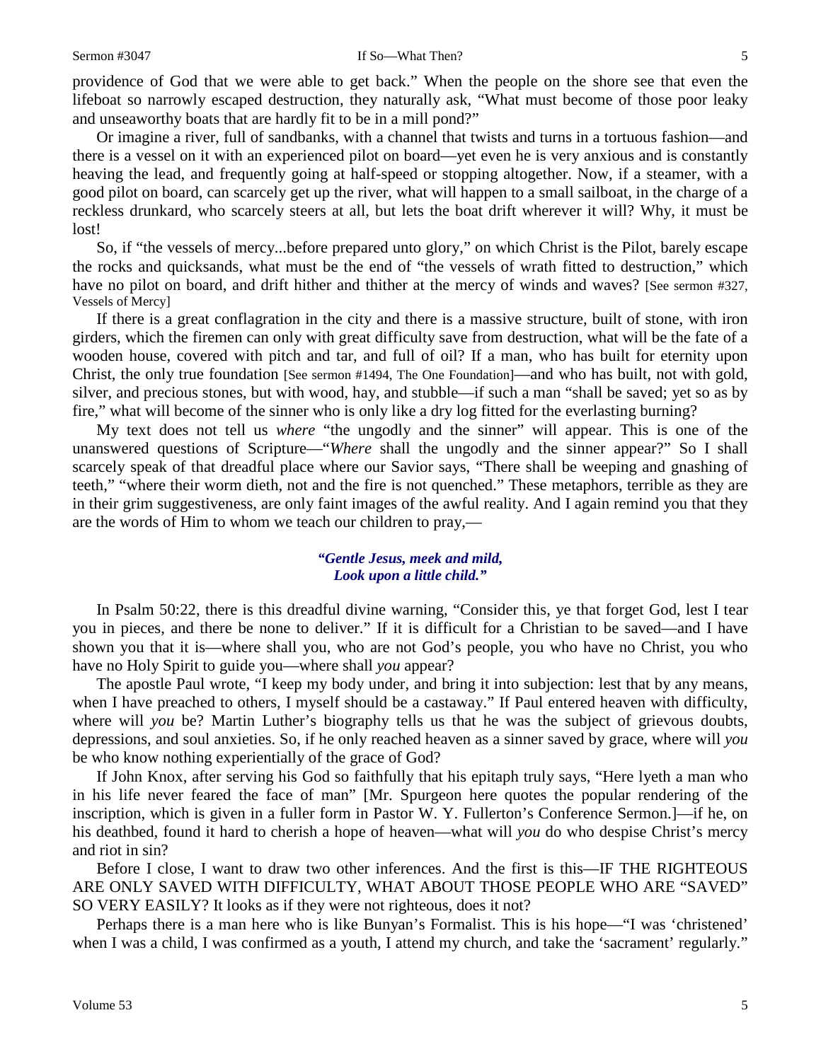providence of God that we were able to get back." When the people on the shore see that even the lifeboat so narrowly escaped destruction, they naturally ask, "What must become of those poor leaky and unseaworthy boats that are hardly fit to be in a mill pond?"

Or imagine a river, full of sandbanks, with a channel that twists and turns in a tortuous fashion—and there is a vessel on it with an experienced pilot on board—yet even he is very anxious and is constantly heaving the lead, and frequently going at half-speed or stopping altogether. Now, if a steamer, with a good pilot on board, can scarcely get up the river, what will happen to a small sailboat, in the charge of a reckless drunkard, who scarcely steers at all, but lets the boat drift wherever it will? Why, it must be lost!

So, if "the vessels of mercy...before prepared unto glory," on which Christ is the Pilot, barely escape the rocks and quicksands, what must be the end of "the vessels of wrath fitted to destruction," which have no pilot on board, and drift hither and thither at the mercy of winds and waves? [See sermon #327, Vessels of Mercy]

If there is a great conflagration in the city and there is a massive structure, built of stone, with iron girders, which the firemen can only with great difficulty save from destruction, what will be the fate of a wooden house, covered with pitch and tar, and full of oil? If a man, who has built for eternity upon Christ, the only true foundation [See sermon #1494, The One Foundation]—and who has built, not with gold, silver, and precious stones, but with wood, hay, and stubble—if such a man "shall be saved; yet so as by fire," what will become of the sinner who is only like a dry log fitted for the everlasting burning?

My text does not tell us *where* "the ungodly and the sinner" will appear. This is one of the unanswered questions of Scripture—"*Where* shall the ungodly and the sinner appear?" So I shall scarcely speak of that dreadful place where our Savior says, "There shall be weeping and gnashing of teeth," "where their worm dieth, not and the fire is not quenched." These metaphors, terrible as they are in their grim suggestiveness, are only faint images of the awful reality. And I again remind you that they are the words of Him to whom we teach our children to pray,—

> ***"Gentle Jesus, meek and mild,***
> ***Look upon a little child."***

In Psalm 50:22, there is this dreadful divine warning, "Consider this, ye that forget God, lest I tear you in pieces, and there be none to deliver." If it is difficult for a Christian to be saved—and I have shown you that it is—where shall you, who are not God's people, you who have no Christ, you who have no Holy Spirit to guide you—where shall *you* appear?

The apostle Paul wrote, "I keep my body under, and bring it into subjection: lest that by any means, when I have preached to others, I myself should be a castaway." If Paul entered heaven with difficulty, where will *you* be? Martin Luther's biography tells us that he was the subject of grievous doubts, depressions, and soul anxieties. So, if he only reached heaven as a sinner saved by grace, where will *you* be who know nothing experientially of the grace of God?

If John Knox, after serving his God so faithfully that his epitaph truly says, "Here lyeth a man who in his life never feared the face of man" [Mr. Spurgeon here quotes the popular rendering of the inscription, which is given in a fuller form in Pastor W. Y. Fullerton's Conference Sermon.]—if he, on his deathbed, found it hard to cherish a hope of heaven—what will *you* do who despise Christ's mercy and riot in sin?

Before I close, I want to draw two other inferences. And the first is this—IF THE RIGHTEOUS ARE ONLY SAVED WITH DIFFICULTY, WHAT ABOUT THOSE PEOPLE WHO ARE "SAVED" SO VERY EASILY? It looks as if they were not righteous, does it not?

Perhaps there is a man here who is like Bunyan's Formalist. This is his hope—"I was 'christened' when I was a child, I was confirmed as a youth, I attend my church, and take the 'sacrament' regularly."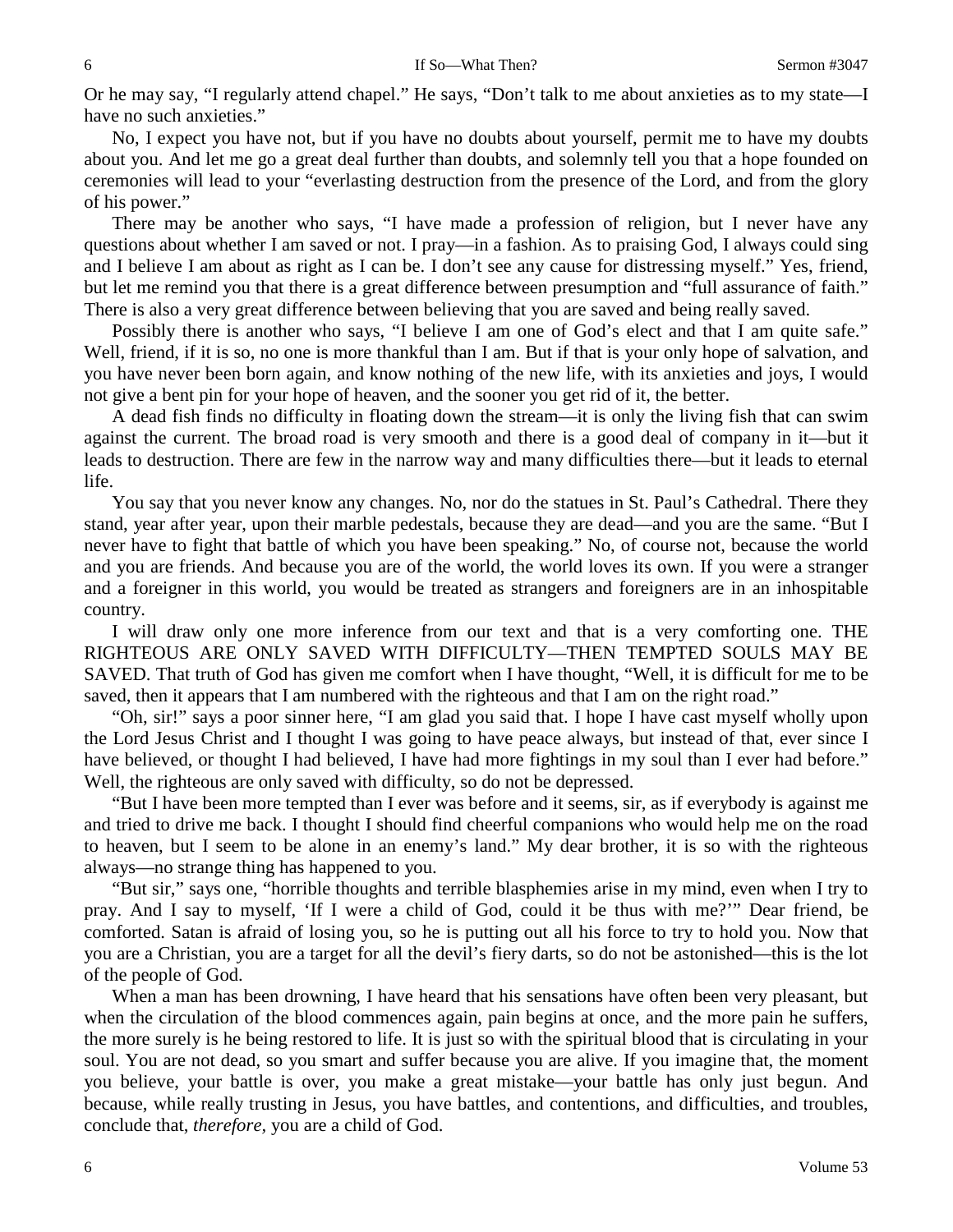Or he may say, "I regularly attend chapel." He says, "Don't talk to me about anxieties as to my state—I have no such anxieties."

No, I expect you have not, but if you have no doubts about yourself, permit me to have my doubts about you. And let me go a great deal further than doubts, and solemnly tell you that a hope founded on ceremonies will lead to your "everlasting destruction from the presence of the Lord, and from the glory of his power."

There may be another who says, "I have made a profession of religion, but I never have any questions about whether I am saved or not. I pray—in a fashion. As to praising God, I always could sing and I believe I am about as right as I can be. I don't see any cause for distressing myself." Yes, friend, but let me remind you that there is a great difference between presumption and "full assurance of faith." There is also a very great difference between believing that you are saved and being really saved.

Possibly there is another who says, "I believe I am one of God's elect and that I am quite safe." Well, friend, if it is so, no one is more thankful than I am. But if that is your only hope of salvation, and you have never been born again, and know nothing of the new life, with its anxieties and joys, I would not give a bent pin for your hope of heaven, and the sooner you get rid of it, the better.

A dead fish finds no difficulty in floating down the stream—it is only the living fish that can swim against the current. The broad road is very smooth and there is a good deal of company in it—but it leads to destruction. There are few in the narrow way and many difficulties there—but it leads to eternal life.

You say that you never know any changes. No, nor do the statues in St. Paul's Cathedral. There they stand, year after year, upon their marble pedestals, because they are dead—and you are the same. "But I never have to fight that battle of which you have been speaking." No, of course not, because the world and you are friends. And because you are of the world, the world loves its own. If you were a stranger and a foreigner in this world, you would be treated as strangers and foreigners are in an inhospitable country.

I will draw only one more inference from our text and that is a very comforting one. THE RIGHTEOUS ARE ONLY SAVED WITH DIFFICULTY—THEN TEMPTED SOULS MAY BE SAVED. That truth of God has given me comfort when I have thought, "Well, it is difficult for me to be saved, then it appears that I am numbered with the righteous and that I am on the right road."

"Oh, sir!" says a poor sinner here, "I am glad you said that. I hope I have cast myself wholly upon the Lord Jesus Christ and I thought I was going to have peace always, but instead of that, ever since I have believed, or thought I had believed, I have had more fightings in my soul than I ever had before." Well, the righteous are only saved with difficulty, so do not be depressed.

"But I have been more tempted than I ever was before and it seems, sir, as if everybody is against me and tried to drive me back. I thought I should find cheerful companions who would help me on the road to heaven, but I seem to be alone in an enemy's land." My dear brother, it is so with the righteous always—no strange thing has happened to you.

"But sir," says one, "horrible thoughts and terrible blasphemies arise in my mind, even when I try to pray. And I say to myself, 'If I were a child of God, could it be thus with me?'" Dear friend, be comforted. Satan is afraid of losing you, so he is putting out all his force to try to hold you. Now that you are a Christian, you are a target for all the devil's fiery darts, so do not be astonished—this is the lot of the people of God.

When a man has been drowning, I have heard that his sensations have often been very pleasant, but when the circulation of the blood commences again, pain begins at once, and the more pain he suffers, the more surely is he being restored to life. It is just so with the spiritual blood that is circulating in your soul. You are not dead, so you smart and suffer because you are alive. If you imagine that, the moment you believe, your battle is over, you make a great mistake—your battle has only just begun. And because, while really trusting in Jesus, you have battles, and contentions, and difficulties, and troubles, conclude that, *therefore,* you are a child of God.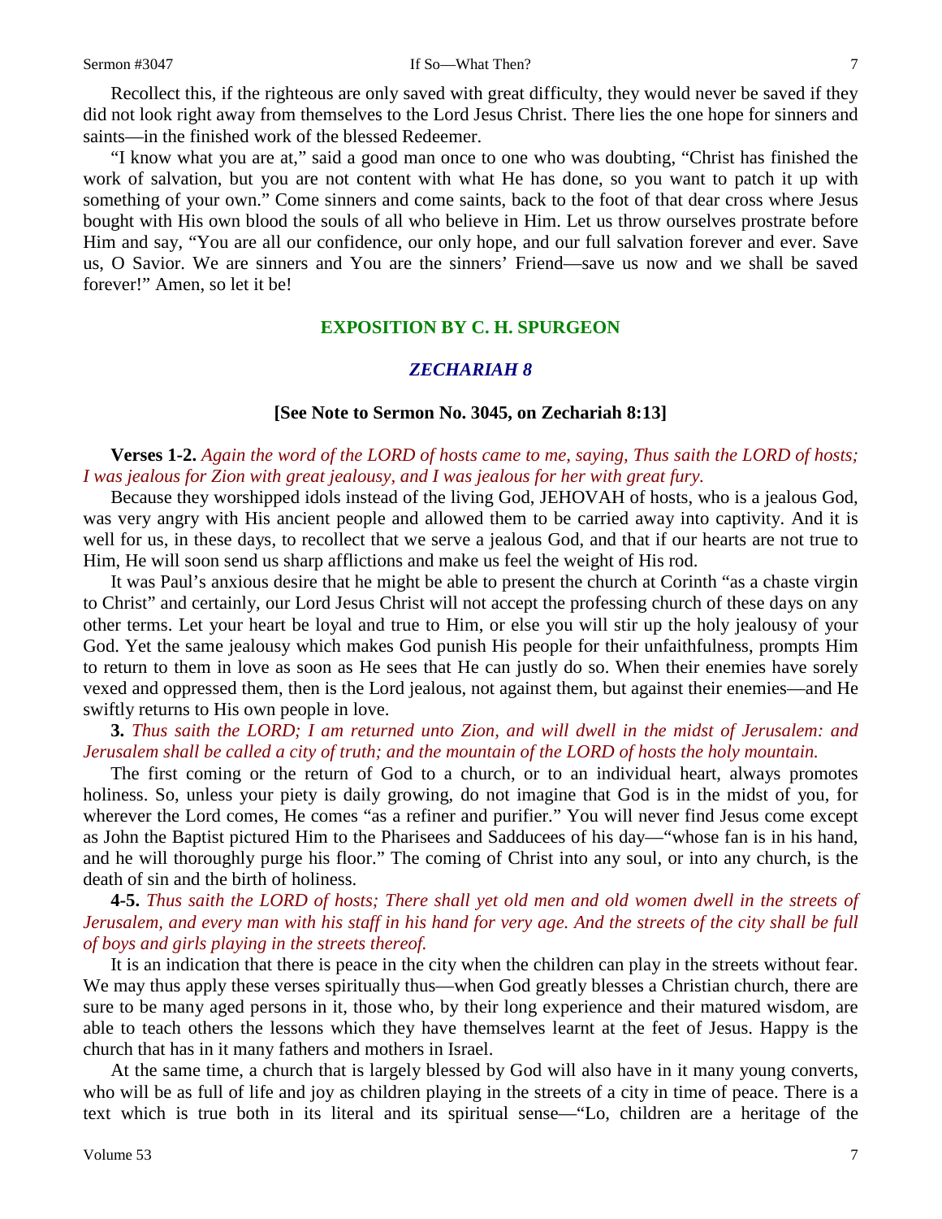Recollect this, if the righteous are only saved with great difficulty, they would never be saved if they did not look right away from themselves to the Lord Jesus Christ. There lies the one hope for sinners and saints—in the finished work of the blessed Redeemer.

"I know what you are at," said a good man once to one who was doubting, "Christ has finished the work of salvation, but you are not content with what He has done, so you want to patch it up with something of your own." Come sinners and come saints, back to the foot of that dear cross where Jesus bought with His own blood the souls of all who believe in Him. Let us throw ourselves prostrate before Him and say, "You are all our confidence, our only hope, and our full salvation forever and ever. Save us, O Savior. We are sinners and You are the sinners' Friend—save us now and we shall be saved forever!" Amen, so let it be!

## EXPOSITION BY C. H. SPURGEON

### *ZECHARIAH 8*

**[See Note to Sermon No. 3045, on Zechariah 8:13]**

**Verses 1-2.** *Again the word of the LORD of hosts came to me, saying, Thus saith the LORD of hosts; I was jealous for Zion with great jealousy, and I was jealous for her with great fury.*

Because they worshipped idols instead of the living God, JEHOVAH of hosts, who is a jealous God, was very angry with His ancient people and allowed them to be carried away into captivity. And it is well for us, in these days, to recollect that we serve a jealous God, and that if our hearts are not true to Him, He will soon send us sharp afflictions and make us feel the weight of His rod.

It was Paul's anxious desire that he might be able to present the church at Corinth "as a chaste virgin to Christ" and certainly, our Lord Jesus Christ will not accept the professing church of these days on any other terms. Let your heart be loyal and true to Him, or else you will stir up the holy jealousy of your God. Yet the same jealousy which makes God punish His people for their unfaithfulness, prompts Him to return to them in love as soon as He sees that He can justly do so. When their enemies have sorely vexed and oppressed them, then is the Lord jealous, not against them, but against their enemies—and He swiftly returns to His own people in love.

**3.** *Thus saith the LORD; I am returned unto Zion, and will dwell in the midst of Jerusalem: and Jerusalem shall be called a city of truth; and the mountain of the LORD of hosts the holy mountain.*

The first coming or the return of God to a church, or to an individual heart, always promotes holiness. So, unless your piety is daily growing, do not imagine that God is in the midst of you, for wherever the Lord comes, He comes "as a refiner and purifier." You will never find Jesus come except as John the Baptist pictured Him to the Pharisees and Sadducees of his day—"whose fan is in his hand, and he will thoroughly purge his floor." The coming of Christ into any soul, or into any church, is the death of sin and the birth of holiness.

**4-5.** *Thus saith the LORD of hosts; There shall yet old men and old women dwell in the streets of Jerusalem, and every man with his staff in his hand for very age. And the streets of the city shall be full of boys and girls playing in the streets thereof.*

It is an indication that there is peace in the city when the children can play in the streets without fear. We may thus apply these verses spiritually thus—when God greatly blesses a Christian church, there are sure to be many aged persons in it, those who, by their long experience and their matured wisdom, are able to teach others the lessons which they have themselves learnt at the feet of Jesus. Happy is the church that has in it many fathers and mothers in Israel.

At the same time, a church that is largely blessed by God will also have in it many young converts, who will be as full of life and joy as children playing in the streets of a city in time of peace. There is a text which is true both in its literal and its spiritual sense—"Lo, children are a heritage of the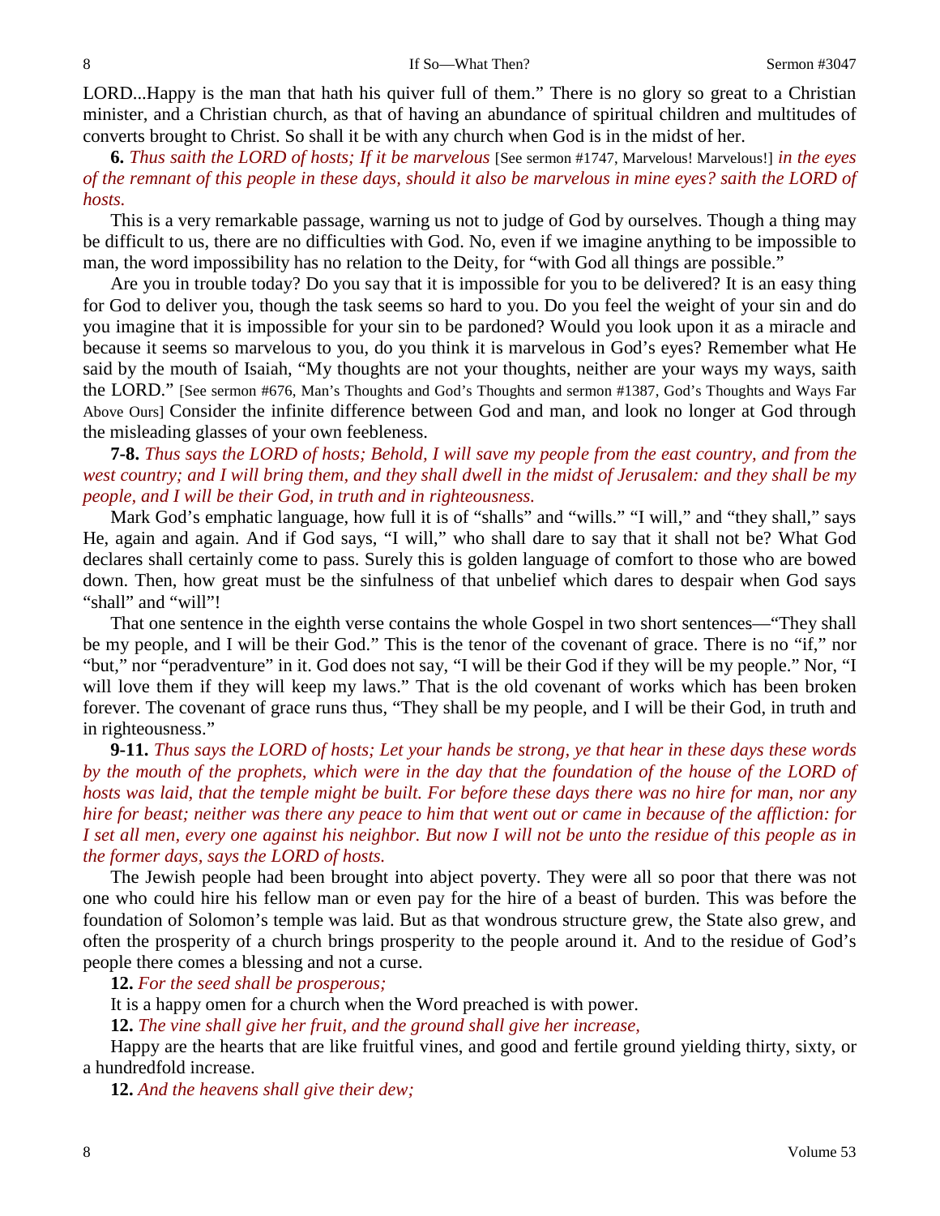LORD...Happy is the man that hath his quiver full of them." There is no glory so great to a Christian minister, and a Christian church, as that of having an abundance of spiritual children and multitudes of converts brought to Christ. So shall it be with any church when God is in the midst of her.

**6.** *Thus saith the LORD of hosts; If it be marvelous* [See sermon #1747, Marvelous! Marvelous!] *in the eyes of the remnant of this people in these days, should it also be marvelous in mine eyes? saith the LORD of hosts.*

This is a very remarkable passage, warning us not to judge of God by ourselves. Though a thing may be difficult to us, there are no difficulties with God. No, even if we imagine anything to be impossible to man, the word impossibility has no relation to the Deity, for "with God all things are possible."

Are you in trouble today? Do you say that it is impossible for you to be delivered? It is an easy thing for God to deliver you, though the task seems so hard to you. Do you feel the weight of your sin and do you imagine that it is impossible for your sin to be pardoned? Would you look upon it as a miracle and because it seems so marvelous to you, do you think it is marvelous in God's eyes? Remember what He said by the mouth of Isaiah, "My thoughts are not your thoughts, neither are your ways my ways, saith the LORD." [See sermon #676, Man's Thoughts and God's Thoughts and sermon #1387, God's Thoughts and Ways Far Above Ours] Consider the infinite difference between God and man, and look no longer at God through the misleading glasses of your own feebleness.

**7-8.** *Thus says the LORD of hosts; Behold, I will save my people from the east country, and from the west country; and I will bring them, and they shall dwell in the midst of Jerusalem: and they shall be my people, and I will be their God, in truth and in righteousness.*

Mark God's emphatic language, how full it is of "shalls" and "wills." "I will," and "they shall," says He, again and again. And if God says, "I will," who shall dare to say that it shall not be? What God declares shall certainly come to pass. Surely this is golden language of comfort to those who are bowed down. Then, how great must be the sinfulness of that unbelief which dares to despair when God says "shall" and "will"!

That one sentence in the eighth verse contains the whole Gospel in two short sentences—"They shall be my people, and I will be their God." This is the tenor of the covenant of grace. There is no "if," nor "but," nor "peradventure" in it. God does not say, "I will be their God if they will be my people." Nor, "I will love them if they will keep my laws." That is the old covenant of works which has been broken forever. The covenant of grace runs thus, "They shall be my people, and I will be their God, in truth and in righteousness."

**9-11.** *Thus says the LORD of hosts; Let your hands be strong, ye that hear in these days these words by the mouth of the prophets, which were in the day that the foundation of the house of the LORD of hosts was laid, that the temple might be built. For before these days there was no hire for man, nor any hire for beast; neither was there any peace to him that went out or came in because of the affliction: for I set all men, every one against his neighbor. But now I will not be unto the residue of this people as in the former days, says the LORD of hosts.*

The Jewish people had been brought into abject poverty. They were all so poor that there was not one who could hire his fellow man or even pay for the hire of a beast of burden. This was before the foundation of Solomon's temple was laid. But as that wondrous structure grew, the State also grew, and often the prosperity of a church brings prosperity to the people around it. And to the residue of God's people there comes a blessing and not a curse.

**12.** *For the seed shall be prosperous;*

It is a happy omen for a church when the Word preached is with power.

**12.** *The vine shall give her fruit, and the ground shall give her increase,*

Happy are the hearts that are like fruitful vines, and good and fertile ground yielding thirty, sixty, or a hundredfold increase.

**12.** *And the heavens shall give their dew;*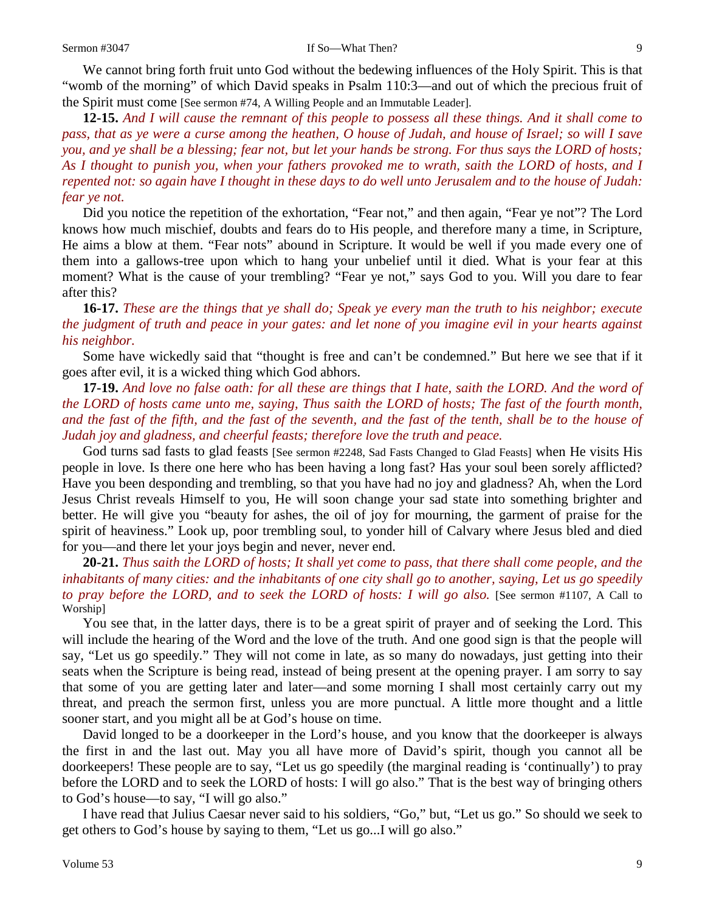We cannot bring forth fruit unto God without the bedewing influences of the Holy Spirit. This is that "womb of the morning" of which David speaks in Psalm 110:3—and out of which the precious fruit of the Spirit must come [See sermon #74, A Willing People and an Immutable Leader].

**12-15.** *And I will cause the remnant of this people to possess all these things. And it shall come to pass, that as ye were a curse among the heathen, O house of Judah, and house of Israel; so will I save you, and ye shall be a blessing; fear not, but let your hands be strong. For thus says the LORD of hosts; As I thought to punish you, when your fathers provoked me to wrath, saith the LORD of hosts, and I repented not: so again have I thought in these days to do well unto Jerusalem and to the house of Judah: fear ye not.*

Did you notice the repetition of the exhortation, "Fear not," and then again, "Fear ye not"? The Lord knows how much mischief, doubts and fears do to His people, and therefore many a time, in Scripture, He aims a blow at them. "Fear nots" abound in Scripture. It would be well if you made every one of them into a gallows-tree upon which to hang your unbelief until it died. What is your fear at this moment? What is the cause of your trembling? "Fear ye not," says God to you. Will you dare to fear after this?

**16-17.** *These are the things that ye shall do; Speak ye every man the truth to his neighbor; execute the judgment of truth and peace in your gates: and let none of you imagine evil in your hearts against his neighbor.*

Some have wickedly said that "thought is free and can't be condemned." But here we see that if it goes after evil, it is a wicked thing which God abhors.

**17-19.** *And love no false oath: for all these are things that I hate, saith the LORD. And the word of the LORD of hosts came unto me, saying, Thus saith the LORD of hosts; The fast of the fourth month, and the fast of the fifth, and the fast of the seventh, and the fast of the tenth, shall be to the house of Judah joy and gladness, and cheerful feasts; therefore love the truth and peace.*

God turns sad fasts to glad feasts [See sermon #2248, Sad Fasts Changed to Glad Feasts] when He visits His people in love. Is there one here who has been having a long fast? Has your soul been sorely afflicted? Have you been desponding and trembling, so that you have had no joy and gladness? Ah, when the Lord Jesus Christ reveals Himself to you, He will soon change your sad state into something brighter and better. He will give you "beauty for ashes, the oil of joy for mourning, the garment of praise for the spirit of heaviness." Look up, poor trembling soul, to yonder hill of Calvary where Jesus bled and died for you—and there let your joys begin and never, never end.

**20-21.** *Thus saith the LORD of hosts; It shall yet come to pass, that there shall come people, and the inhabitants of many cities: and the inhabitants of one city shall go to another, saying, Let us go speedily to pray before the LORD, and to seek the LORD of hosts: I will go also.* [See sermon #1107, A Call to Worship]

You see that, in the latter days, there is to be a great spirit of prayer and of seeking the Lord. This will include the hearing of the Word and the love of the truth. And one good sign is that the people will say, "Let us go speedily." They will not come in late, as so many do nowadays, just getting into their seats when the Scripture is being read, instead of being present at the opening prayer. I am sorry to say that some of you are getting later and later—and some morning I shall most certainly carry out my threat, and preach the sermon first, unless you are more punctual. A little more thought and a little sooner start, and you might all be at God's house on time.

David longed to be a doorkeeper in the Lord's house, and you know that the doorkeeper is always the first in and the last out. May you all have more of David's spirit, though you cannot all be doorkeepers! These people are to say, "Let us go speedily (the marginal reading is 'continually') to pray before the LORD and to seek the LORD of hosts: I will go also." That is the best way of bringing others to God's house—to say, "I will go also."

I have read that Julius Caesar never said to his soldiers, "Go," but, "Let us go." So should we seek to get others to God's house by saying to them, "Let us go...I will go also."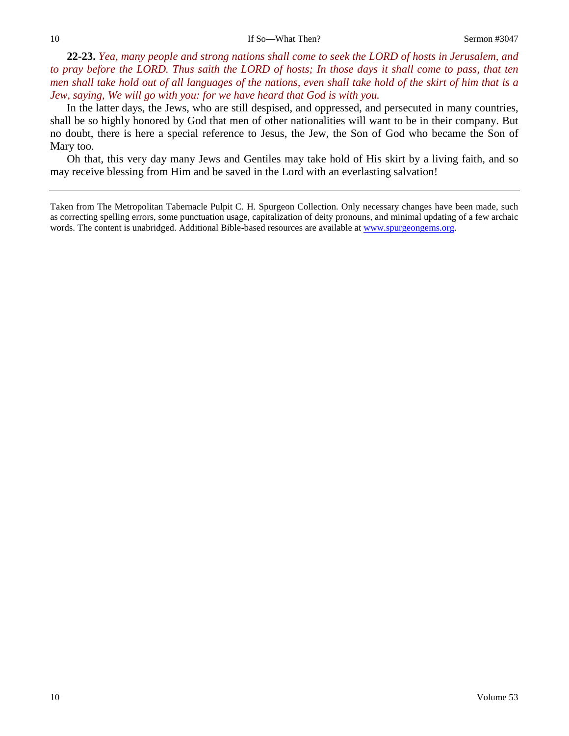**22-23.** *Yea, many people and strong nations shall come to seek the LORD of hosts in Jerusalem, and to pray before the LORD. Thus saith the LORD of hosts; In those days it shall come to pass, that ten men shall take hold out of all languages of the nations, even shall take hold of the skirt of him that is a Jew, saying, We will go with you: for we have heard that God is with you.*

In the latter days, the Jews, who are still despised, and oppressed, and persecuted in many countries, shall be so highly honored by God that men of other nationalities will want to be in their company. But no doubt, there is here a special reference to Jesus, the Jew, the Son of God who became the Son of Mary too.

Oh that, this very day many Jews and Gentiles may take hold of His skirt by a living faith, and so may receive blessing from Him and be saved in the Lord with an everlasting salvation!

---

Taken from The Metropolitan Tabernacle Pulpit C. H. Spurgeon Collection. Only necessary changes have been made, such as correcting spelling errors, some punctuation usage, capitalization of deity pronouns, and minimal updating of a few archaic words. The content is unabridged. Additional Bible-based resources are available at [www.spurgeongems.org](http://www.spurgeongems.org).